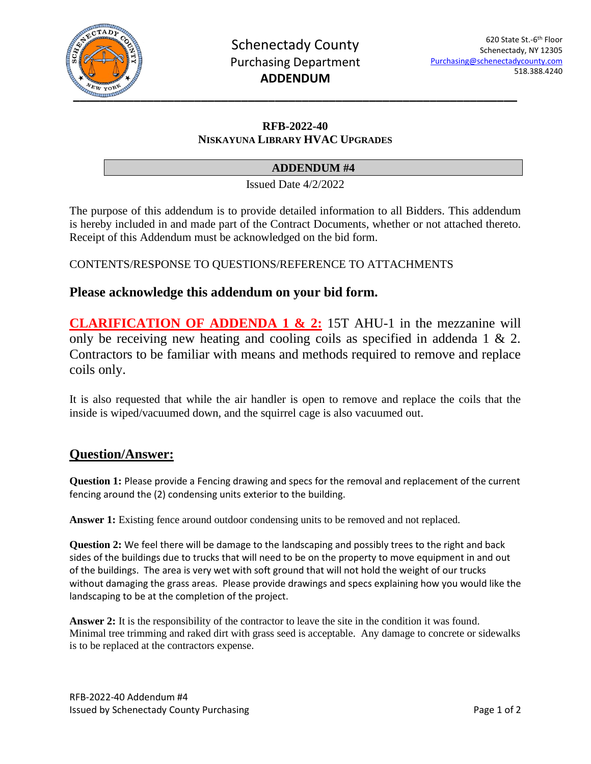# Schenectady County
## Purchasing Department
## ADDENDUM

620 State St.-6th Floor
Schenectady, NY 12305
Purchasing@schenectadycounty.com
518.388.4240

**RFB-2022-40**
**NISKAYUNA LIBRARY HVAC UPGRADES**

**ADDENDUM #4**

Issued Date 4/2/2022

The purpose of this addendum is to provide detailed information to all Bidders. This addendum is hereby included in and made part of the Contract Documents, whether or not attached thereto. Receipt of this Addendum must be acknowledged on the bid form.

CONTENTS/RESPONSE TO QUESTIONS/REFERENCE TO ATTACHMENTS

**Please acknowledge this addendum on your bid form.**

**CLARIFICATION OF ADDENDA 1 & 2:** 15T AHU-1 in the mezzanine will only be receiving new heating and cooling coils as specified in addenda 1 & 2. Contractors to be familiar with means and methods required to remove and replace coils only.

It is also requested that while the air handler is open to remove and replace the coils that the inside is wiped/vacuumed down, and the squirrel cage is also vacuumed out.

## Question/Answer:

**Question 1:** Please provide a Fencing drawing and specs for the removal and replacement of the current fencing around the (2) condensing units exterior to the building.

**Answer 1:** Existing fence around outdoor condensing units to be removed and not replaced.

**Question 2:** We feel there will be damage to the landscaping and possibly trees to the right and back sides of the buildings due to trucks that will need to be on the property to move equipment in and out of the buildings. The area is very wet with soft ground that will not hold the weight of our trucks without damaging the grass areas. Please provide drawings and specs explaining how you would like the landscaping to be at the completion of the project.

**Answer 2:** It is the responsibility of the contractor to leave the site in the condition it was found. Minimal tree trimming and raked dirt with grass seed is acceptable. Any damage to concrete or sidewalks is to be replaced at the contractors expense.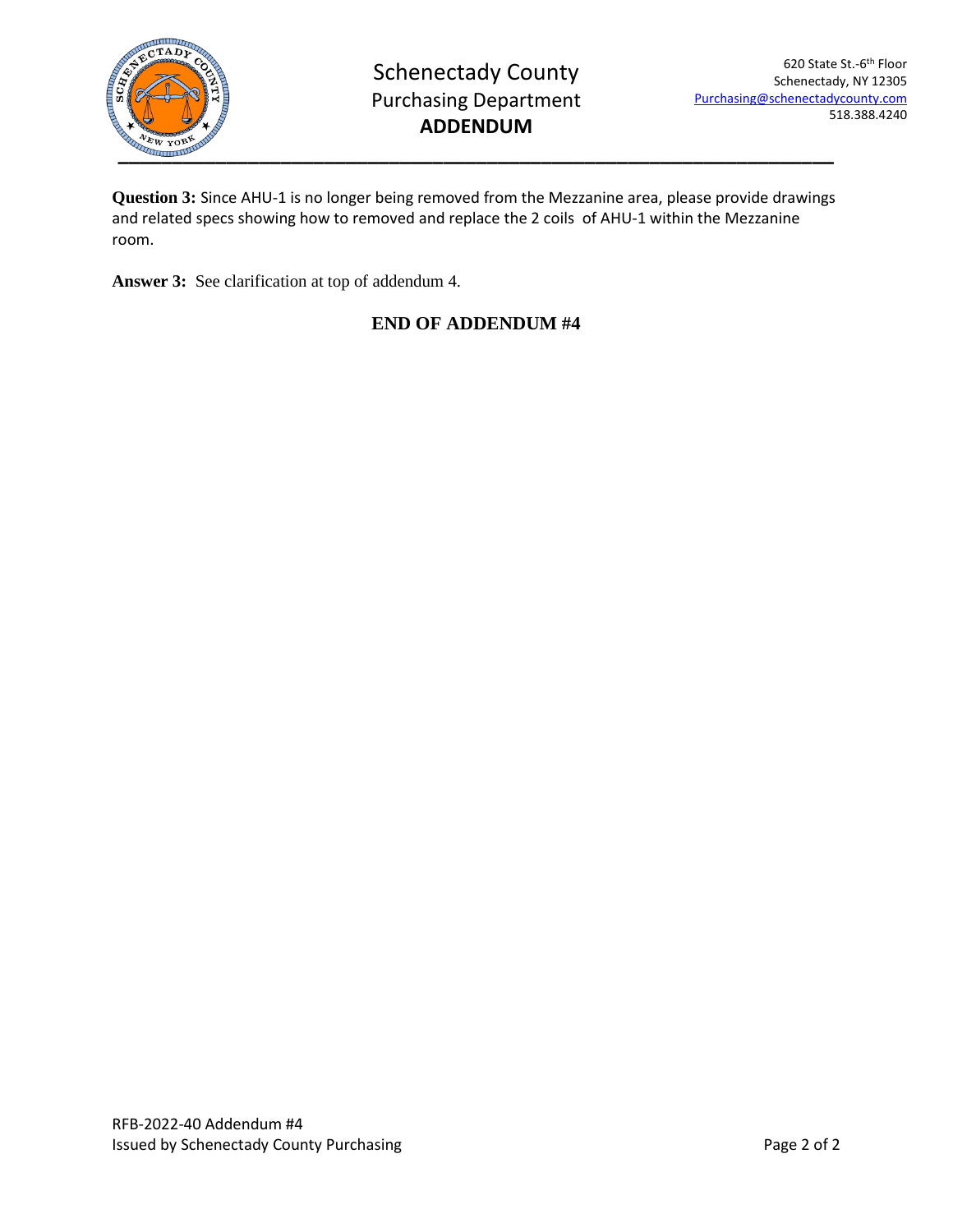**Question 3:** Since AHU-1 is no longer being removed from the Mezzanine area, please provide drawings and related specs showing how to removed and replace the 2 coils of AHU-1 within the Mezzanine room.

**Answer 3:** See clarification at top of addendum 4.

**END OF ADDENDUM #4**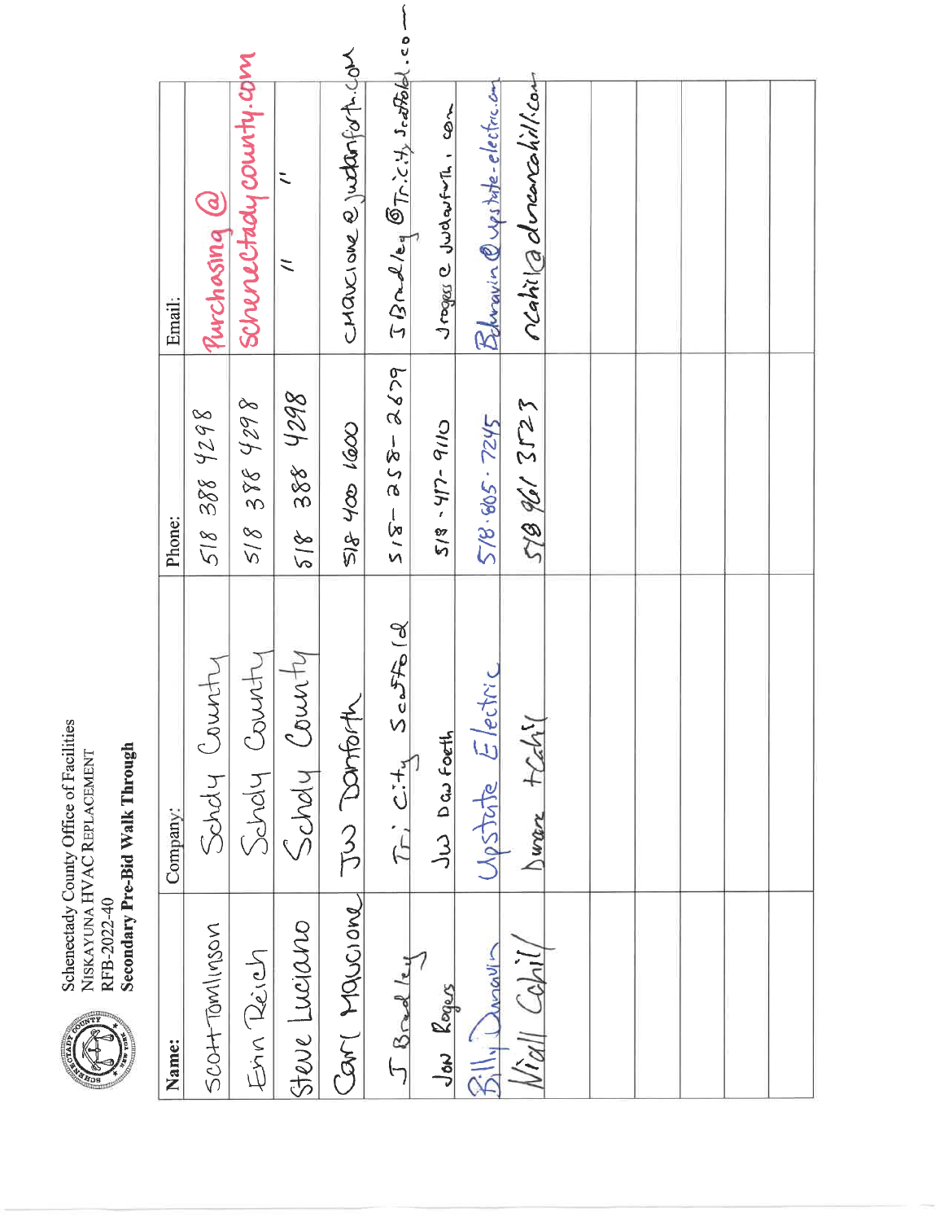Schenectady County Office of Facilities
NISKAYUNA HVAC REPLACEMENT
RFB-2022-40
**Secondary Pre-Bid Walk Through**

| Name: | Company: | Phone: | Email: |
|---|---|---|---|
| Scott Tomlinson | Schdy County | 518 388 4298 | Purchasing @ schenectadycounty.com |
| Erin Reich | Schdy County | 518 388 4298 | " " |
| Steve Luciano | Schdy County | 518 388 4298 | " " |
| Carl Mauciome | JW Danforth | 518 400 1600 | cmauciome@jwdanforth.com |
| J Bradley | Tri City Scaffold | 518-258-2679 | JBradley@TriCityScaffold.com |
| Jon Rogers | JW Danforth | 518-417-9110 | Jrogers@Jwdanforth.com |
| Billy Donavin | Upstate Electric | 518.605.7245 | Bdonavin@upstate-electric.com |
| Niall Cahill | Duncan & Cahill | 518 961 3523 | ncahill@duncancahill.com |
| | | | |
| | | | |
| | | | |
| | | | |
| | | | |
| | | | |